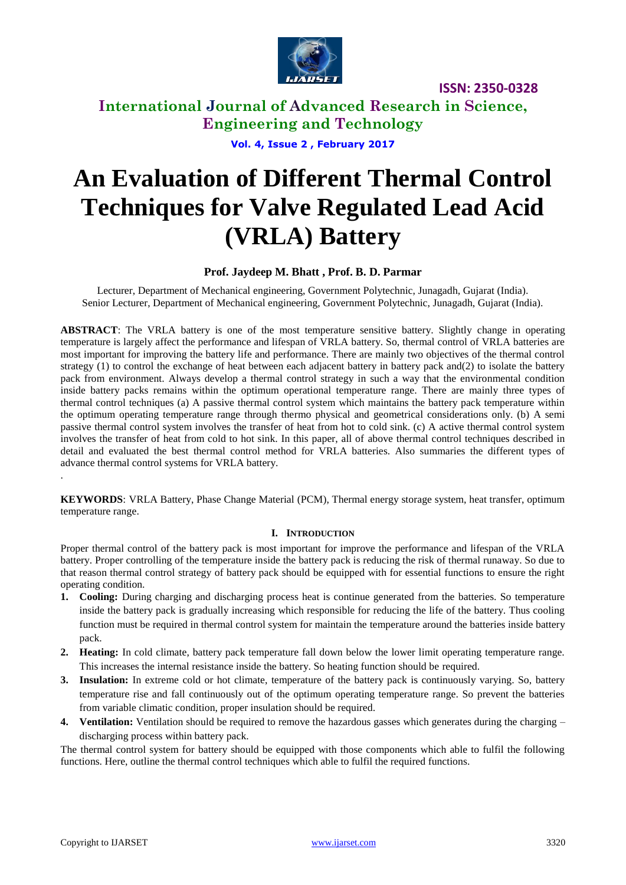# An Evaluation of Different Thermal Control Techniques for Valve Regulated Lead Acid (VRLA) Battery

**Prof. Jaydeep M. Bhatt , Prof. B. D. Parmar**

Lecturer, Department of Mechanical engineering, Government Polytechnic, Junagadh, Gujarat (India).
Senior Lecturer, Department of Mechanical engineering, Government Polytechnic, Junagadh, Gujarat (India).

**ABSTRACT**: The VRLA battery is one of the most temperature sensitive battery. Slightly change in operating temperature is largely affect the performance and lifespan of VRLA battery. So, thermal control of VRLA batteries are most important for improving the battery life and performance. There are mainly two objectives of the thermal control strategy (1) to control the exchange of heat between each adjacent battery in battery pack and(2) to isolate the battery pack from environment. Always develop a thermal control strategy in such a way that the environmental condition inside battery packs remains within the optimum operational temperature range. There are mainly three types of thermal control techniques (a) A passive thermal control system which maintains the battery pack temperature within the optimum operating temperature range through thermo physical and geometrical considerations only. (b) A semi passive thermal control system involves the transfer of heat from hot to cold sink. (c) A active thermal control system involves the transfer of heat from cold to hot sink. In this paper, all of above thermal control techniques described in detail and evaluated the best thermal control method for VRLA batteries. Also summaries the different types of advance thermal control systems for VRLA battery.

.

**KEYWORDS**: VRLA Battery, Phase Change Material (PCM), Thermal energy storage system, heat transfer, optimum temperature range.

## I. INTRODUCTION

Proper thermal control of the battery pack is most important for improve the performance and lifespan of the VRLA battery. Proper controlling of the temperature inside the battery pack is reducing the risk of thermal runaway. So due to that reason thermal control strategy of battery pack should be equipped with for essential functions to ensure the right operating condition.

1. **Cooling:** During charging and discharging process heat is continue generated from the batteries. So temperature inside the battery pack is gradually increasing which responsible for reducing the life of the battery. Thus cooling function must be required in thermal control system for maintain the temperature around the batteries inside battery pack.
2. **Heating:** In cold climate, battery pack temperature fall down below the lower limit operating temperature range. This increases the internal resistance inside the battery. So heating function should be required.
3. **Insulation:** In extreme cold or hot climate, temperature of the battery pack is continuously varying. So, battery temperature rise and fall continuously out of the optimum operating temperature range. So prevent the batteries from variable climatic condition, proper insulation should be required.
4. **Ventilation:** Ventilation should be required to remove the hazardous gasses which generates during the charging – discharging process within battery pack.

The thermal control system for battery should be equipped with those components which able to fulfil the following functions. Here, outline the thermal control techniques which able to fulfil the required functions.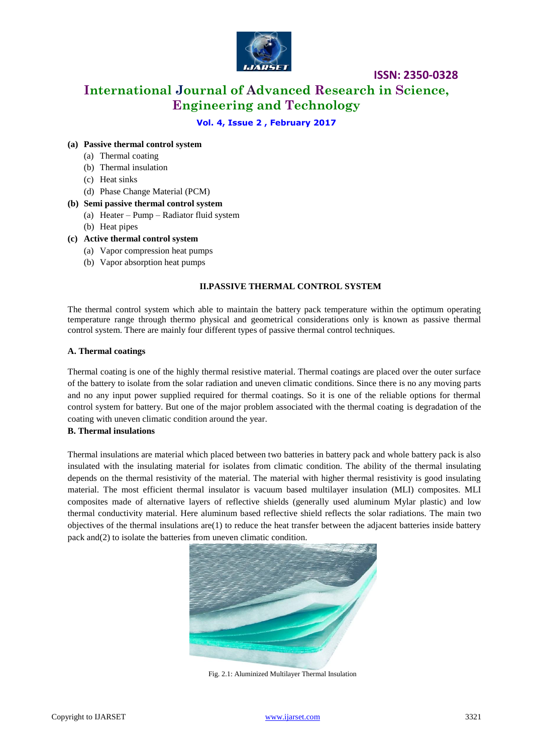**(a) Passive thermal control system**

(a) Thermal coating
(b) Thermal insulation
(c) Heat sinks
(d) Phase Change Material (PCM)

**(b) Semi passive thermal control system**

(a) Heater – Pump – Radiator fluid system
(b) Heat pipes

**(c) Active thermal control system**

(a) Vapor compression heat pumps
(b) Vapor absorption heat pumps

## II.PASSIVE THERMAL CONTROL SYSTEM

The thermal control system which able to maintain the battery pack temperature within the optimum operating temperature range through thermo physical and geometrical considerations only is known as passive thermal control system. There are mainly four different types of passive thermal control techniques.

### A. Thermal coatings

Thermal coating is one of the highly thermal resistive material. Thermal coatings are placed over the outer surface of the battery to isolate from the solar radiation and uneven climatic conditions. Since there is no any moving parts and no any input power supplied required for thermal coatings. So it is one of the reliable options for thermal control system for battery. But one of the major problem associated with the thermal coating is degradation of the coating with uneven climatic condition around the year.

### B. Thermal insulations

Thermal insulations are material which placed between two batteries in battery pack and whole battery pack is also insulated with the insulating material for isolates from climatic condition. The ability of the thermal insulating depends on the thermal resistivity of the material. The material with higher thermal resistivity is good insulating material. The most efficient thermal insulator is vacuum based multilayer insulation (MLI) composites. MLI composites made of alternative layers of reflective shields (generally used aluminum Mylar plastic) and low thermal conductivity material. Here aluminum based reflective shield reflects the solar radiations. The main two objectives of the thermal insulations are(1) to reduce the heat transfer between the adjacent batteries inside battery pack and(2) to isolate the batteries from uneven climatic condition.

Fig. 2.1: Aluminized Multilayer Thermal Insulation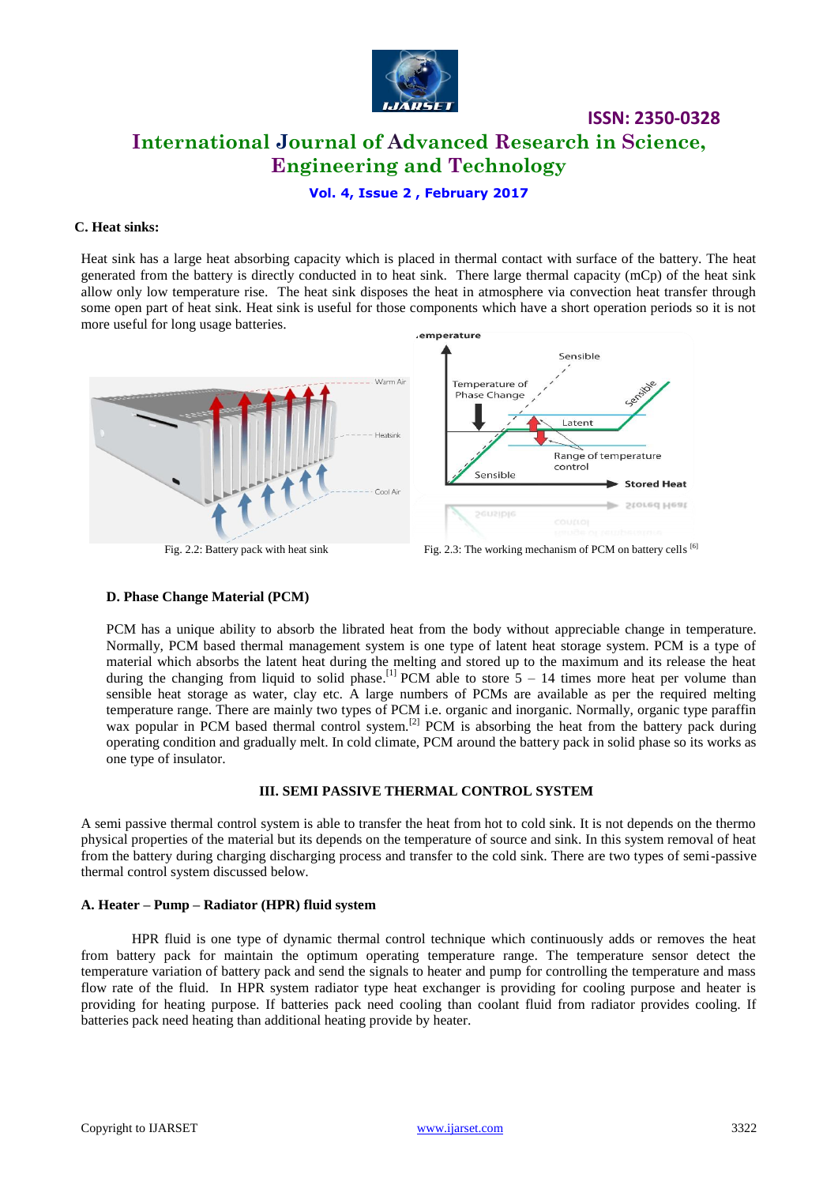### C. Heat sinks:

Heat sink has a large heat absorbing capacity which is placed in thermal contact with surface of the battery. The heat generated from the battery is directly conducted in to heat sink. There large thermal capacity (mCp) of the heat sink allow only low temperature rise. The heat sink disposes the heat in atmosphere via convection heat transfer through some open part of heat sink. Heat sink is useful for those components which have a short operation periods so it is not more useful for long usage batteries.

Fig. 2.2: Battery pack with heat sink

Fig. 2.3: The working mechanism of PCM on battery cells [6]

### D. Phase Change Material (PCM)

PCM has a unique ability to absorb the librated heat from the body without appreciable change in temperature. Normally, PCM based thermal management system is one type of latent heat storage system. PCM is a type of material which absorbs the latent heat during the melting and stored up to the maximum and its release the heat during the changing from liquid to solid phase.[1] PCM able to store 5 – 14 times more heat per volume than sensible heat storage as water, clay etc. A large numbers of PCMs are available as per the required melting temperature range. There are mainly two types of PCM i.e. organic and inorganic. Normally, organic type paraffin wax popular in PCM based thermal control system.[2] PCM is absorbing the heat from the battery pack during operating condition and gradually melt. In cold climate, PCM around the battery pack in solid phase so its works as one type of insulator.

## III. SEMI PASSIVE THERMAL CONTROL SYSTEM

A semi passive thermal control system is able to transfer the heat from hot to cold sink. It is not depends on the thermo physical properties of the material but its depends on the temperature of source and sink. In this system removal of heat from the battery during charging discharging process and transfer to the cold sink. There are two types of semi-passive thermal control system discussed below.

### A. Heater – Pump – Radiator (HPR) fluid system

HPR fluid is one type of dynamic thermal control technique which continuously adds or removes the heat from battery pack for maintain the optimum operating temperature range. The temperature sensor detect the temperature variation of battery pack and send the signals to heater and pump for controlling the temperature and mass flow rate of the fluid. In HPR system radiator type heat exchanger is providing for cooling purpose and heater is providing for heating purpose. If batteries pack need cooling than coolant fluid from radiator provides cooling. If batteries pack need heating than additional heating provide by heater.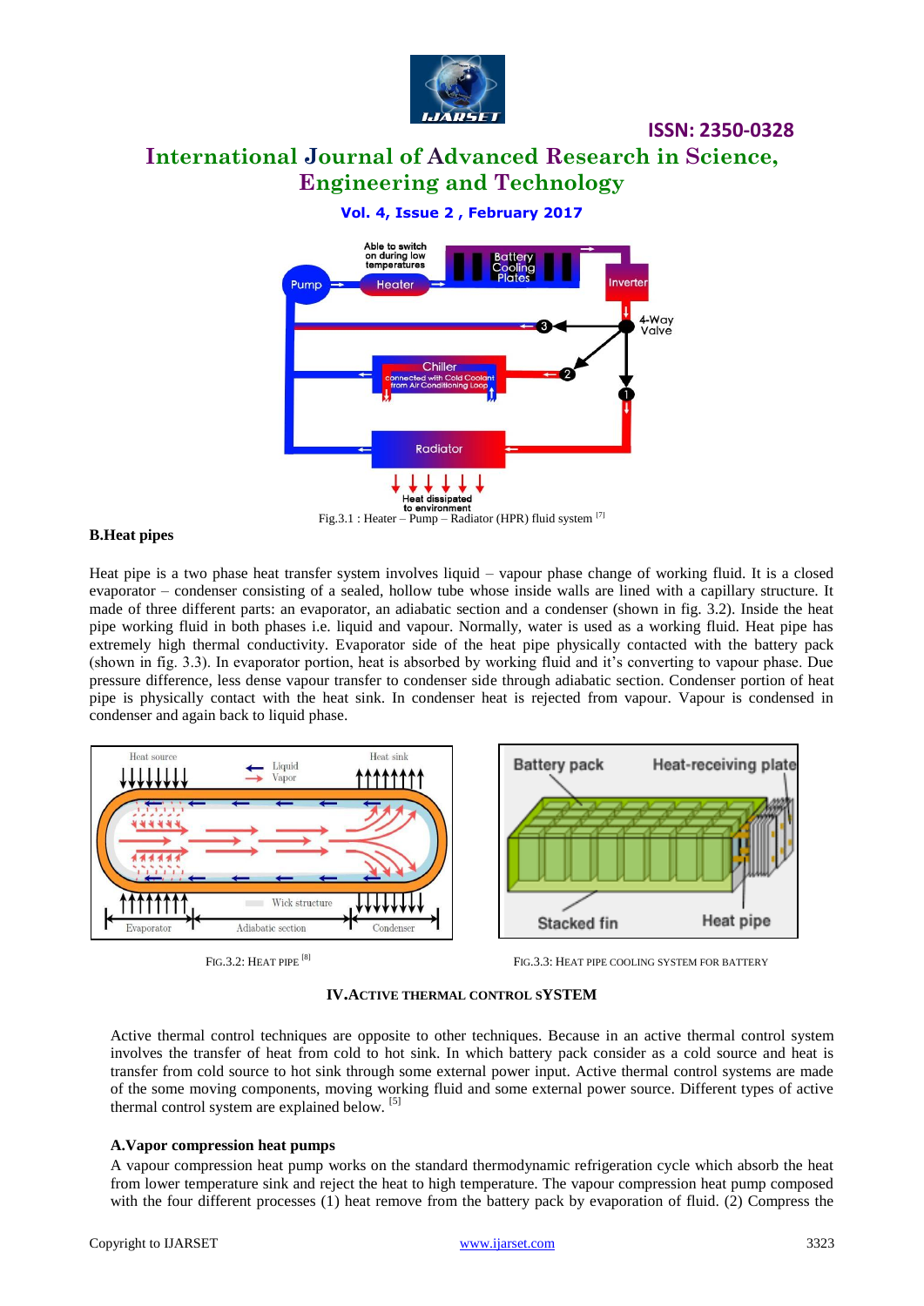Fig.3.1 : Heater – Pump – Radiator (HPR) fluid system [7]

### B.Heat pipes

Heat pipe is a two phase heat transfer system involves liquid – vapour phase change of working fluid. It is a closed evaporator – condenser consisting of a sealed, hollow tube whose inside walls are lined with a capillary structure. It made of three different parts: an evaporator, an adiabatic section and a condenser (shown in fig. 3.2). Inside the heat pipe working fluid in both phases i.e. liquid and vapour. Normally, water is used as a working fluid. Heat pipe has extremely high thermal conductivity. Evaporator side of the heat pipe physically contacted with the battery pack (shown in fig. 3.3). In evaporator portion, heat is absorbed by working fluid and it's converting to vapour phase. Due pressure difference, less dense vapour transfer to condenser side through adiabatic section. Condenser portion of heat pipe is physically contact with the heat sink. In condenser heat is rejected from vapour. Vapour is condensed in condenser and again back to liquid phase.

FIG.3.2: HEAT PIPE [8]

FIG.3.3: HEAT PIPE COOLING SYSTEM FOR BATTERY

## IV.ACTIVE THERMAL CONTROL SYSTEM

Active thermal control techniques are opposite to other techniques. Because in an active thermal control system involves the transfer of heat from cold to hot sink. In which battery pack consider as a cold source and heat is transfer from cold source to hot sink through some external power input. Active thermal control systems are made of the some moving components, moving working fluid and some external power source. Different types of active thermal control system are explained below. [5]

### A.Vapor compression heat pumps

A vapour compression heat pump works on the standard thermodynamic refrigeration cycle which absorb the heat from lower temperature sink and reject the heat to high temperature. The vapour compression heat pump composed with the four different processes (1) heat remove from the battery pack by evaporation of fluid. (2) Compress the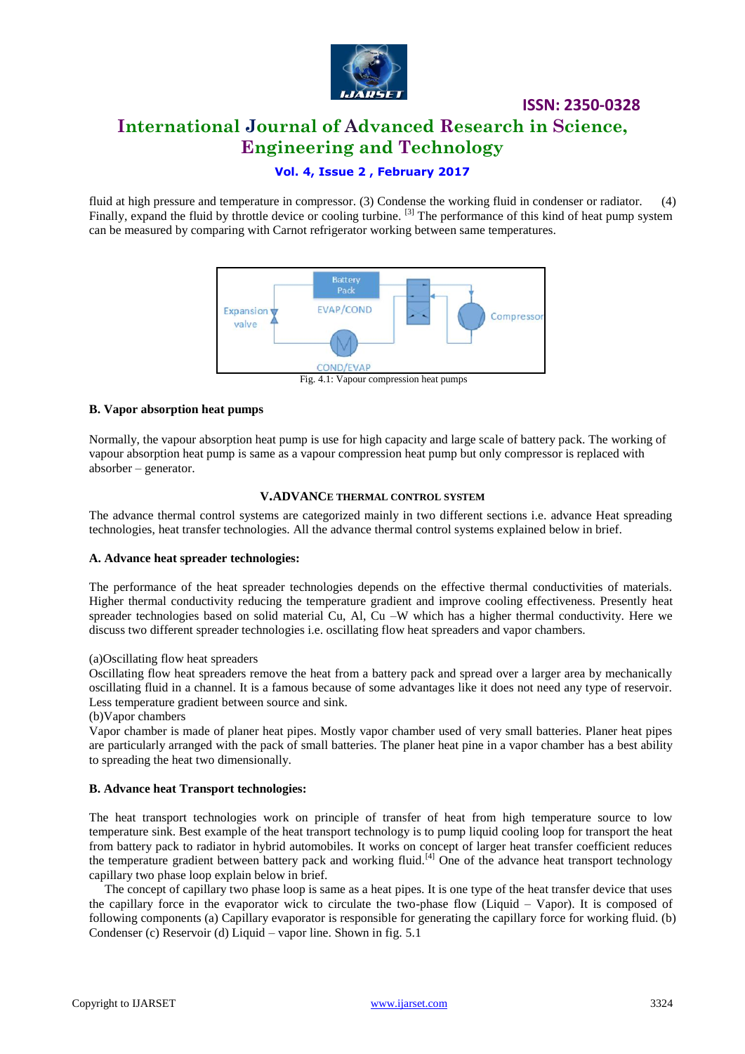fluid at high pressure and temperature in compressor. (3) Condense the working fluid in condenser or radiator. (4) Finally, expand the fluid by throttle device or cooling turbine. [3] The performance of this kind of heat pump system can be measured by comparing with Carnot refrigerator working between same temperatures.

Fig. 4.1: Vapour compression heat pumps

### B. Vapor absorption heat pumps

Normally, the vapour absorption heat pump is use for high capacity and large scale of battery pack. The working of vapour absorption heat pump is same as a vapour compression heat pump but only compressor is replaced with absorber – generator.

## V.ADVANCE THERMAL CONTROL SYSTEM

The advance thermal control systems are categorized mainly in two different sections i.e. advance Heat spreading technologies, heat transfer technologies. All the advance thermal control systems explained below in brief.

### A. Advance heat spreader technologies:

The performance of the heat spreader technologies depends on the effective thermal conductivities of materials. Higher thermal conductivity reducing the temperature gradient and improve cooling effectiveness. Presently heat spreader technologies based on solid material Cu, Al, Cu –W which has a higher thermal conductivity. Here we discuss two different spreader technologies i.e. oscillating flow heat spreaders and vapor chambers.

(a)Oscillating flow heat spreaders

Oscillating flow heat spreaders remove the heat from a battery pack and spread over a larger area by mechanically oscillating fluid in a channel. It is a famous because of some advantages like it does not need any type of reservoir. Less temperature gradient between source and sink.

(b)Vapor chambers

Vapor chamber is made of planer heat pipes. Mostly vapor chamber used of very small batteries. Planer heat pipes are particularly arranged with the pack of small batteries. The planer heat pine in a vapor chamber has a best ability to spreading the heat two dimensionally.

### B. Advance heat Transport technologies:

The heat transport technologies work on principle of transfer of heat from high temperature source to low temperature sink. Best example of the heat transport technology is to pump liquid cooling loop for transport the heat from battery pack to radiator in hybrid automobiles. It works on concept of larger heat transfer coefficient reduces the temperature gradient between battery pack and working fluid.[4] One of the advance heat transport technology capillary two phase loop explain below in brief.

The concept of capillary two phase loop is same as a heat pipes. It is one type of the heat transfer device that uses the capillary force in the evaporator wick to circulate the two-phase flow (Liquid – Vapor). It is composed of following components (a) Capillary evaporator is responsible for generating the capillary force for working fluid. (b) Condenser (c) Reservoir (d) Liquid – vapor line. Shown in fig. 5.1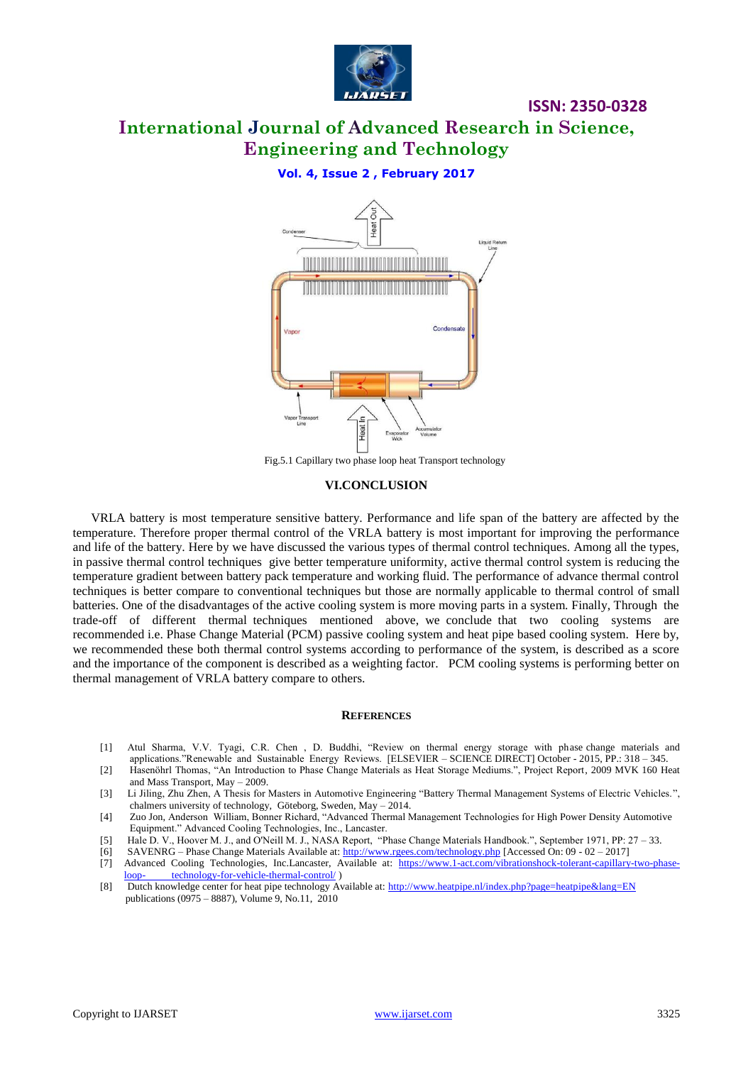Condenser

Heat Out

Liquid Return Line

Vapor

Condensate

Vapor Transport Line

Heat In

Evaporator Wick

Accumulator Volume

Fig.5.1 Capillary two phase loop heat Transport technology

## VI.CONCLUSION

VRLA battery is most temperature sensitive battery. Performance and life span of the battery are affected by the temperature. Therefore proper thermal control of the VRLA battery is most important for improving the performance and life of the battery. Here by we have discussed the various types of thermal control techniques. Among all the types, in passive thermal control techniques give better temperature uniformity, active thermal control system is reducing the temperature gradient between battery pack temperature and working fluid. The performance of advance thermal control techniques is better compare to conventional techniques but those are normally applicable to thermal control of small batteries. One of the disadvantages of the active cooling system is more moving parts in a system. Finally, Through the trade-off of different thermal techniques mentioned above, we conclude that two cooling systems are recommended i.e. Phase Change Material (PCM) passive cooling system and heat pipe based cooling system. Here by, we recommended these both thermal control systems according to performance of the system, is described as a score and the importance of the component is described as a weighting factor. PCM cooling systems is performing better on thermal management of VRLA battery compare to others.

## REFERENCES

[1] Atul Sharma, V.V. Tyagi, C.R. Chen , D. Buddhi, "Review on thermal energy storage with phase change materials and applications."Renewable and Sustainable Energy Reviews. [ELSEVIER – SCIENCE DIRECT] October - 2015, PP.: 318 – 345.

[2] Hasenöhrl Thomas, "An Introduction to Phase Change Materials as Heat Storage Mediums.", Project Report, 2009 MVK 160 Heat and Mass Transport, May – 2009.

[3] Li Jiling, Zhu Zhen, A Thesis for Masters in Automotive Engineering "Battery Thermal Management Systems of Electric Vehicles.", chalmers university of technology, Göteborg, Sweden, May – 2014.

[4] Zuo Jon, Anderson William, Bonner Richard, "Advanced Thermal Management Technologies for High Power Density Automotive Equipment." Advanced Cooling Technologies, Inc., Lancaster.

[5] Hale D. V., Hoover M. J., and O'Neill M. J., NASA Report, "Phase Change Materials Handbook.", September 1971, PP: 27 – 33.

[6] SAVENRG – Phase Change Materials Available at: http://www.rgees.com/technology.php [Accessed On: 09 - 02 – 2017]

[7] Advanced Cooling Technologies, Inc.Lancaster, Available at: https://www.1-act.com/vibrationshock-tolerant-capillary-two-phase-loop- technology-for-vehicle-thermal-control/ )

[8] Dutch knowledge center for heat pipe technology Available at: http://www.heatpipe.nl/index.php?page=heatpipe&lang=EN publications (0975 – 8887), Volume 9, No.11, 2010